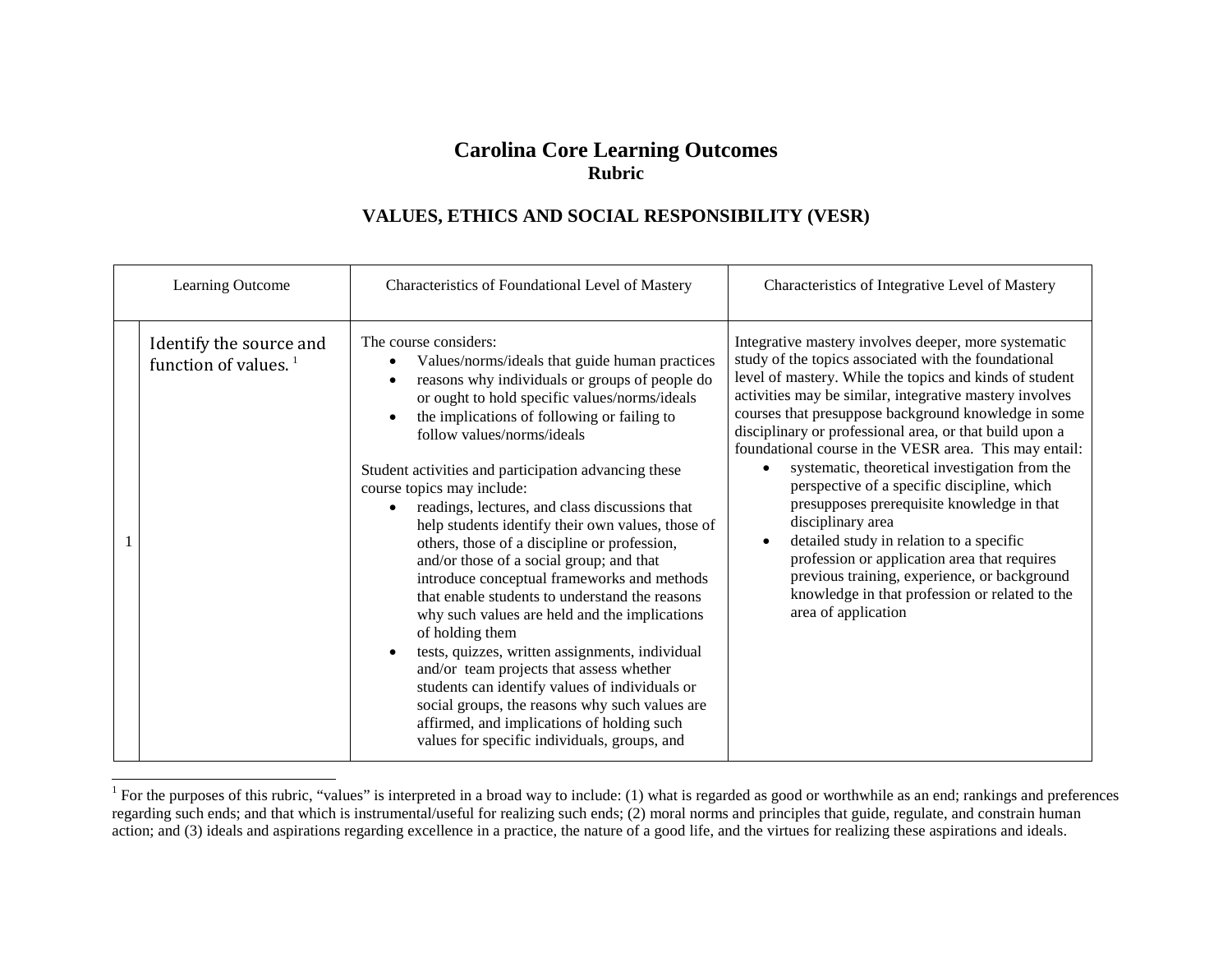# Carolina Core Learning Outcomes
## Rubric

## VALUES, ETHICS AND SOCIAL RESPONSIBILITY (VESR)

| | Learning Outcome | Characteristics of Foundational Level of Mastery | Characteristics of Integrative Level of Mastery |
|---|---|---|---|
| 1 | Identify the source and function of values. [1] | The course considers:<br>• Values/norms/ideals that guide human practices<br>• reasons why individuals or groups of people do or ought to hold specific values/norms/ideals<br>• the implications of following or failing to follow values/norms/ideals<br><br>Student activities and participation advancing these course topics may include:<br>• readings, lectures, and class discussions that help students identify their own values, those of others, those of a discipline or profession, and/or those of a social group; and that introduce conceptual frameworks and methods that enable students to understand the reasons why such values are held and the implications of holding them<br>• tests, quizzes, written assignments, individual and/or team projects that assess whether students can identify values of individuals or social groups, the reasons why such values are affirmed, and implications of holding such values for specific individuals, groups, and | Integrative mastery involves deeper, more systematic study of the topics associated with the foundational level of mastery. While the topics and kinds of student activities may be similar, integrative mastery involves courses that presuppose background knowledge in some disciplinary or professional area, or that build upon a foundational course in the VESR area. This may entail:<br>• systematic, theoretical investigation from the perspective of a specific discipline, which presupposes prerequisite knowledge in that disciplinary area<br>• detailed study in relation to a specific profession or application area that requires previous training, experience, or background knowledge in that profession or related to the area of application |

[1] For the purposes of this rubric, "values" is interpreted in a broad way to include: (1) what is regarded as good or worthwhile as an end; rankings and preferences regarding such ends; and that which is instrumental/useful for realizing such ends; (2) moral norms and principles that guide, regulate, and constrain human action; and (3) ideals and aspirations regarding excellence in a practice, the nature of a good life, and the virtues for realizing these aspirations and ideals.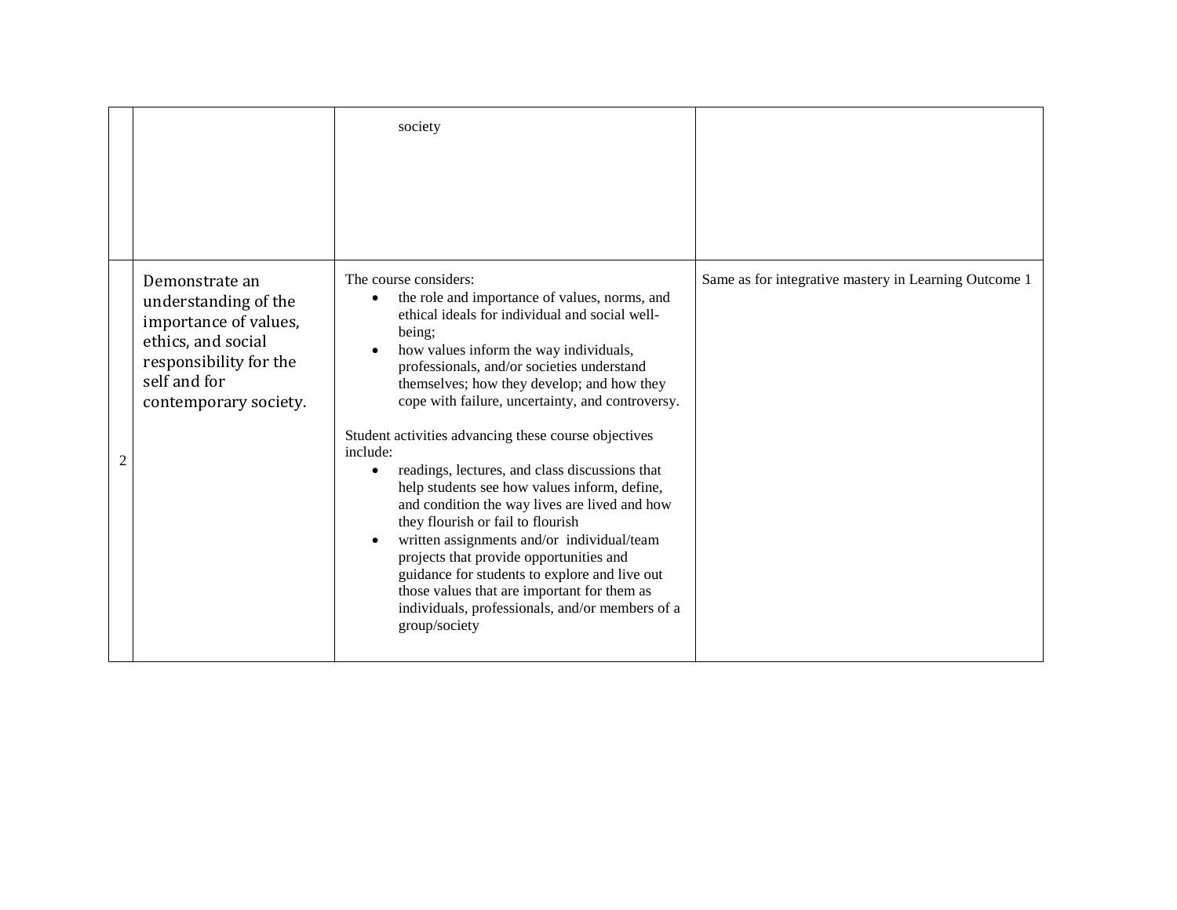| | | | |
|---|---|---|---|
| | | society | |
| 2 | Demonstrate an understanding of the importance of values, ethics, and social responsibility for the self and for contemporary society. | The course considers:<br>• the role and importance of values, norms, and ethical ideals for individual and social well-being;<br>• how values inform the way individuals, professionals, and/or societies understand themselves; how they develop; and how they cope with failure, uncertainty, and controversy.<br><br>Student activities advancing these course objectives include:<br>• readings, lectures, and class discussions that help students see how values inform, define, and condition the way lives are lived and how they flourish or fail to flourish<br>• written assignments and/or individual/team projects that provide opportunities and guidance for students to explore and live out those values that are important for them as individuals, professionals, and/or members of a group/society | Same as for integrative mastery in Learning Outcome 1 |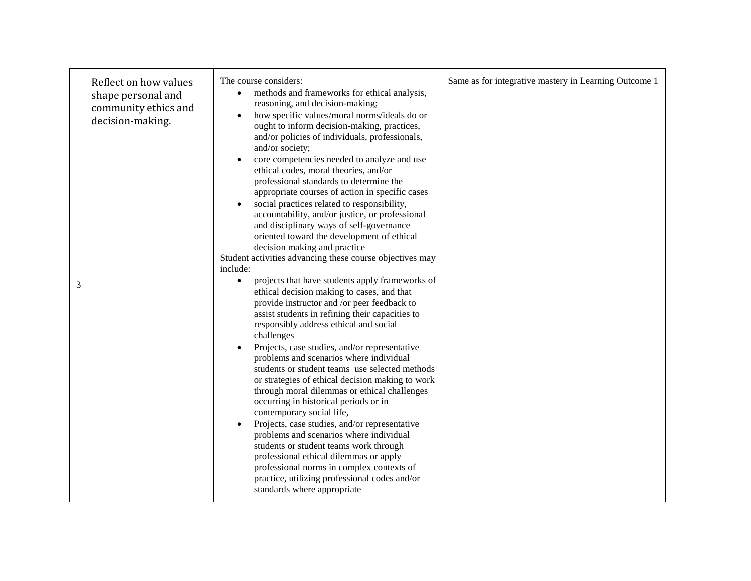| | | | |
|---|---|---|---|
| 3 | Reflect on how values shape personal and community ethics and decision-making. | The course considers:<br>• methods and frameworks for ethical analysis, reasoning, and decision-making;<br>• how specific values/moral norms/ideals do or ought to inform decision-making, practices, and/or policies of individuals, professionals, and/or society;<br>• core competencies needed to analyze and use ethical codes, moral theories, and/or professional standards to determine the appropriate courses of action in specific cases<br>• social practices related to responsibility, accountability, and/or justice, or professional and disciplinary ways of self-governance oriented toward the development of ethical decision making and practice<br>Student activities advancing these course objectives may include:<br>• projects that have students apply frameworks of ethical decision making to cases, and that provide instructor and /or peer feedback to assist students in refining their capacities to responsibly address ethical and social challenges<br>• Projects, case studies, and/or representative problems and scenarios where individual students or student teams use selected methods or strategies of ethical decision making to work through moral dilemmas or ethical challenges occurring in historical periods or in contemporary social life,<br>• Projects, case studies, and/or representative problems and scenarios where individual students or student teams work through professional ethical dilemmas or apply professional norms in complex contexts of practice, utilizing professional codes and/or standards where appropriate | Same as for integrative mastery in Learning Outcome 1 |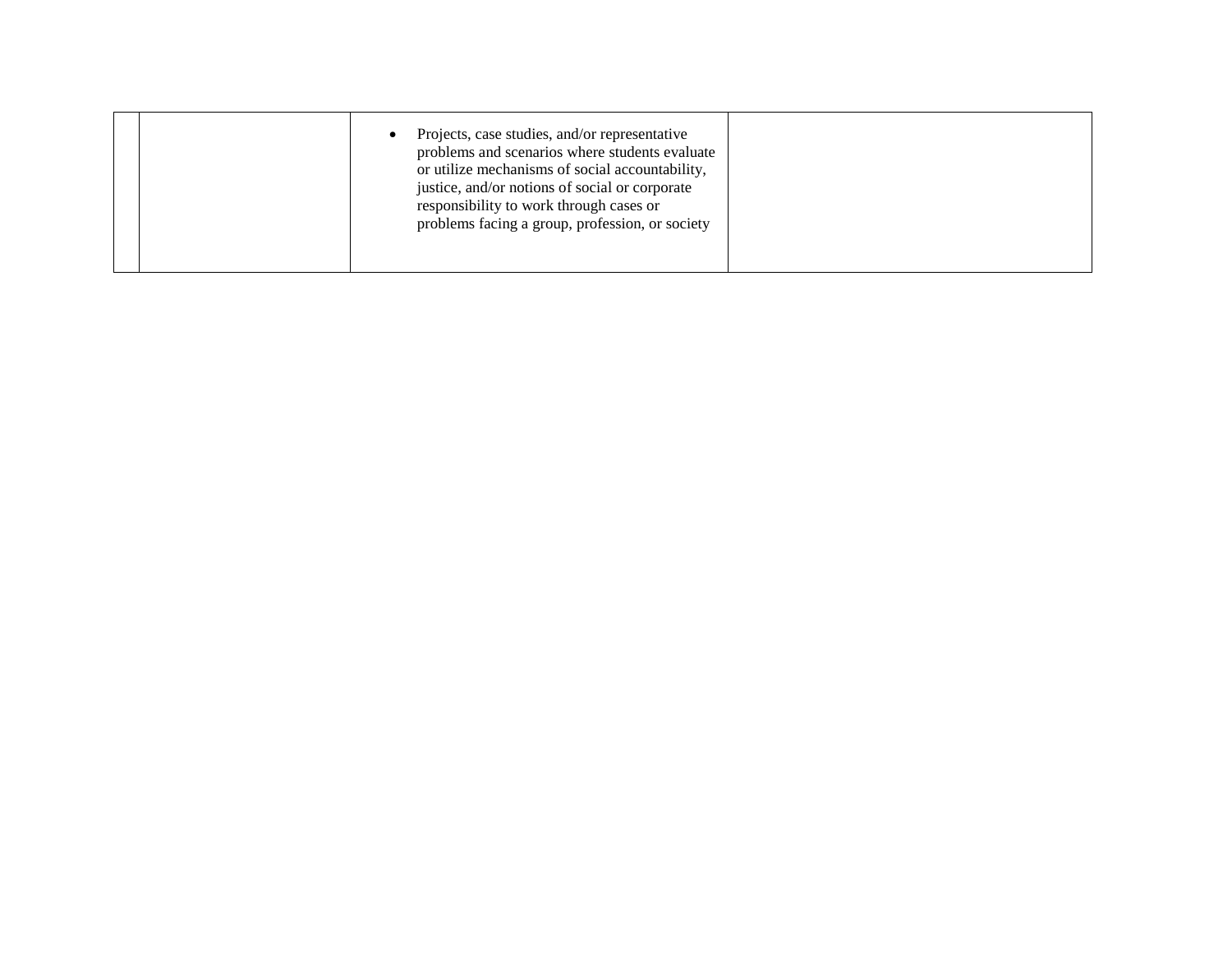| | | | |
|---|---|---|---|
| | | • Projects, case studies, and/or representative problems and scenarios where students evaluate or utilize mechanisms of social accountability, justice, and/or notions of social or corporate responsibility to work through cases or problems facing a group, profession, or society | |